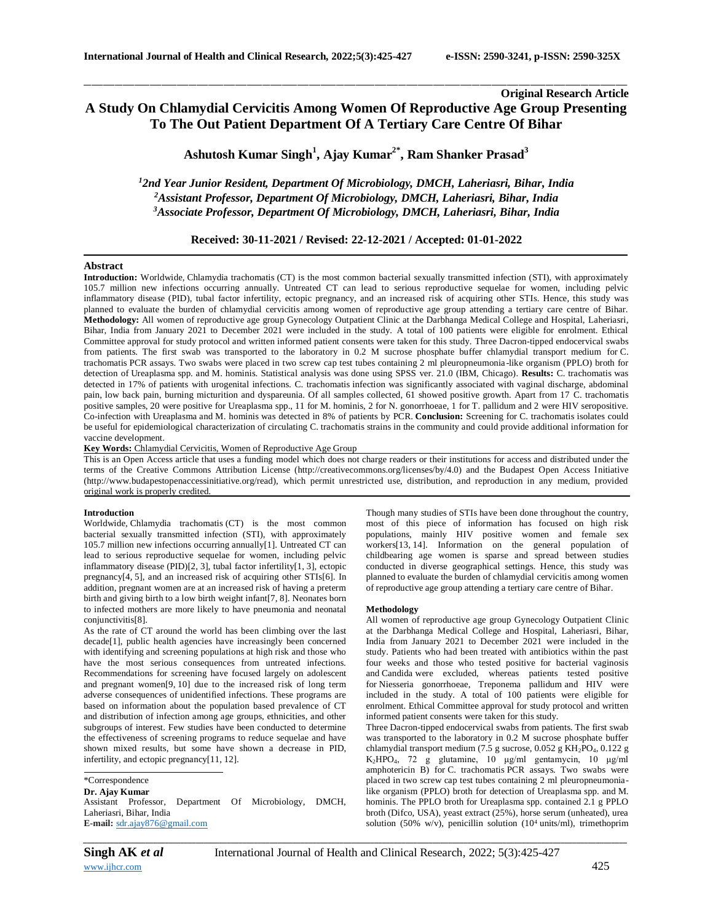**Original Research Article**

# A Study On Chlamydial Cervicitis Among Women Of Reproductive Age Group Presenting To The Out Patient Department Of A Tertiary Care Centre Of Bihar

**Ashutosh Kumar Singh[1], Ajay Kumar[2*], Ram Shanker Prasad[3]**

*[1]2nd Year Junior Resident, Department Of Microbiology, DMCH, Laheriasri, Bihar, India*
*[2]Assistant Professor, Department Of Microbiology, DMCH, Laheriasri, Bihar, India*
*[3]Associate Professor, Department Of Microbiology, DMCH, Laheriasri, Bihar, India*

**Received: 30-11-2021 / Revised: 22-12-2021 / Accepted: 01-01-2022**

## Abstract

**Introduction:** Worldwide, Chlamydia trachomatis (CT) is the most common bacterial sexually transmitted infection (STI), with approximately 105.7 million new infections occurring annually. Untreated CT can lead to serious reproductive sequelae for women, including pelvic inflammatory disease (PID), tubal factor infertility, ectopic pregnancy, and an increased risk of acquiring other STIs. Hence, this study was planned to evaluate the burden of chlamydial cervicitis among women of reproductive age group attending a tertiary care centre of Bihar. **Methodology:** All women of reproductive age group Gynecology Outpatient Clinic at the Darbhanga Medical College and Hospital, Laheriasri, Bihar, India from January 2021 to December 2021 were included in the study. A total of 100 patients were eligible for enrolment. Ethical Committee approval for study protocol and written informed patient consents were taken for this study. Three Dacron-tipped endocervical swabs from patients. The first swab was transported to the laboratory in 0.2 M sucrose phosphate buffer chlamydial transport medium for C. trachomatis PCR assays. Two swabs were placed in two screw cap test tubes containing 2 ml pleuropneumonia-like organism (PPLO) broth for detection of Ureaplasma spp. and M. hominis. Statistical analysis was done using SPSS ver. 21.0 (IBM, Chicago). **Results:** C. trachomatis was detected in 17% of patients with urogenital infections. C. trachomatis infection was significantly associated with vaginal discharge, abdominal pain, low back pain, burning micturition and dyspareunia. Of all samples collected, 61 showed positive growth. Apart from 17 C. trachomatis positive samples, 20 were positive for Ureaplasma spp., 11 for M. hominis, 2 for N. gonorrhoeae, 1 for T. pallidum and 2 were HIV seropositive. Co-infection with Ureaplasma and M. hominis was detected in 8% of patients by PCR. **Conclusion:** Screening for C. trachomatis isolates could be useful for epidemiological characterization of circulating C. trachomatis strains in the community and could provide additional information for vaccine development.

**Key Words:** Chlamydial Cervicitis, Women of Reproductive Age Group

This is an Open Access article that uses a funding model which does not charge readers or their institutions for access and distributed under the terms of the Creative Commons Attribution License (http://creativecommons.org/licenses/by/4.0) and the Budapest Open Access Initiative (http://www.budapestopenaccessinitiative.org/read), which permit unrestricted use, distribution, and reproduction in any medium, provided original work is properly credited.

## Introduction

Worldwide, Chlamydia trachomatis (CT) is the most common bacterial sexually transmitted infection (STI), with approximately 105.7 million new infections occurring annually[1]. Untreated CT can lead to serious reproductive sequelae for women, including pelvic inflammatory disease (PID)[2, 3], tubal factor infertility[1, 3], ectopic pregnancy[4, 5], and an increased risk of acquiring other STIs[6]. In addition, pregnant women are at an increased risk of having a preterm birth and giving birth to a low birth weight infant[7, 8]. Neonates born to infected mothers are more likely to have pneumonia and neonatal conjunctivitis[8].

As the rate of CT around the world has been climbing over the last decade[1], public health agencies have increasingly been concerned with identifying and screening populations at high risk and those who have the most serious consequences from untreated infections. Recommendations for screening have focused largely on adolescent and pregnant women[9, 10] due to the increased risk of long term adverse consequences of unidentified infections. These programs are based on information about the population based prevalence of CT and distribution of infection among age groups, ethnicities, and other subgroups of interest. Few studies have been conducted to determine the effectiveness of screening programs to reduce sequelae and have shown mixed results, but some have shown a decrease in PID, infertility, and ectopic pregnancy[11, 12].

Though many studies of STIs have been done throughout the country, most of this piece of information has focused on high risk populations, mainly HIV positive women and female sex workers[13, 14]. Information on the general population of childbearing age women is sparse and spread between studies conducted in diverse geographical settings. Hence, this study was planned to evaluate the burden of chlamydial cervicitis among women of reproductive age group attending a tertiary care centre of Bihar.

## Methodology

All women of reproductive age group Gynecology Outpatient Clinic at the Darbhanga Medical College and Hospital, Laheriasri, Bihar, India from January 2021 to December 2021 were included in the study. Patients who had been treated with antibiotics within the past four weeks and those who tested positive for bacterial vaginosis and Candida were excluded, whereas patients tested positive for Niesseria gonorrhoeae, Treponema pallidum and HIV were included in the study. A total of 100 patients were eligible for enrolment. Ethical Committee approval for study protocol and written informed patient consents were taken for this study.

Three Dacron-tipped endocervical swabs from patients. The first swab was transported to the laboratory in 0.2 M sucrose phosphate buffer chlamydial transport medium (7.5 g sucrose, 0.052 g $KH_2PO_4$, 0.122 g $K_2HPO_4$, 72 g glutamine, 10 μg/ml gentamycin, 10 μg/ml amphotericin B) for C. trachomatis PCR assays. Two swabs were placed in two screw cap test tubes containing 2 ml pleuropneumonia-like organism (PPLO) broth for detection of Ureaplasma spp. and M. hominis. The PPLO broth for Ureaplasma spp. contained 2.1 g PPLO broth (Difco, USA), yeast extract (25%), horse serum (unheated), urea solution (50% w/v), penicillin solution ($10^4$ units/ml), trimethoprim

\*Correspondence
**Dr. Ajay Kumar**
Assistant Professor, Department Of Microbiology, DMCH, Laheriasri, Bihar, India
**E-mail:** sdr.ajay876@gmail.com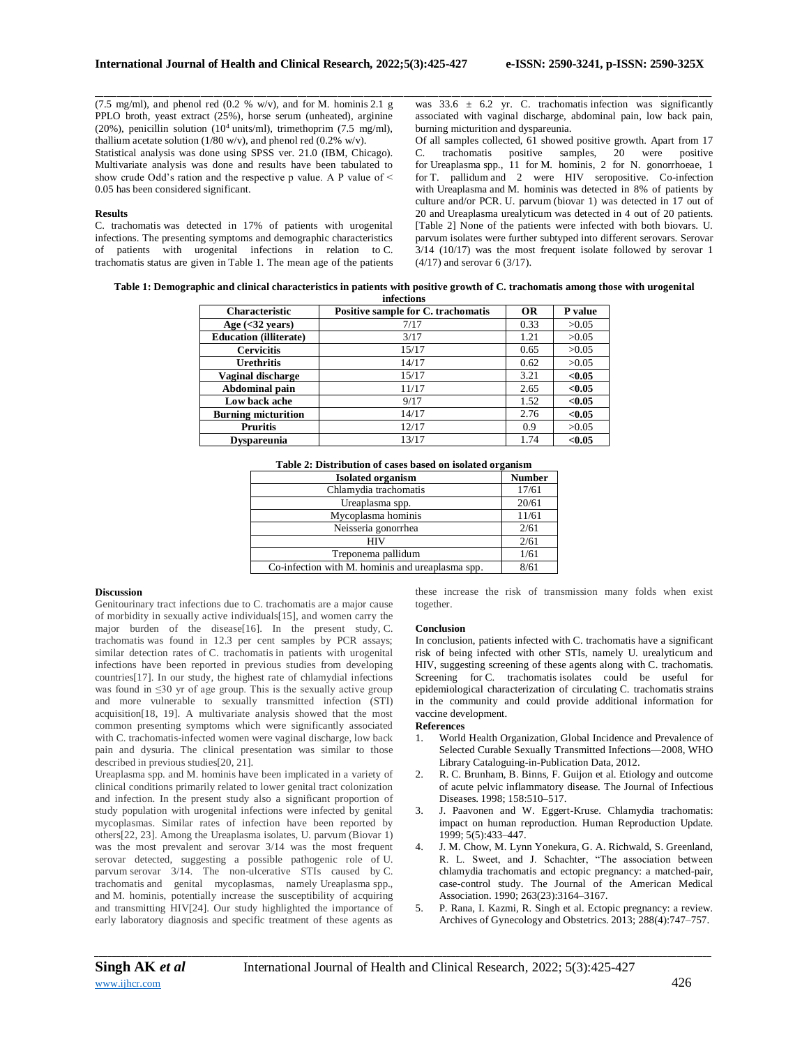(7.5 mg/ml), and phenol red (0.2 % w/v), and for M. hominis 2.1 g PPLO broth, yeast extract (25%), horse serum (unheated), arginine (20%), penicillin solution ($10^4$ units/ml), trimethoprim (7.5 mg/ml), thallium acetate solution (1/80 w/v), and phenol red (0.2% w/v).

Statistical analysis was done using SPSS ver. 21.0 (IBM, Chicago). Multivariate analysis was done and results have been tabulated to show crude Odd's ration and the respective p value. A P value of < 0.05 has been considered significant.

### Results

C. trachomatis was detected in 17% of patients with urogenital infections. The presenting symptoms and demographic characteristics of patients with urogenital infections in relation to C. trachomatis status are given in Table 1. The mean age of the patients was 33.6 ± 6.2 yr. C. trachomatis infection was significantly associated with vaginal discharge, abdominal pain, low back pain, burning micturition and dyspareunia.

Of all samples collected, 61 showed positive growth. Apart from 17 C. trachomatis positive samples, 20 were positive for Ureaplasma spp., 11 for M. hominis, 2 for N. gonorrhoeae, 1 for T. pallidum and 2 were HIV seropositive. Co-infection with Ureaplasma and M. hominis was detected in 8% of patients by culture and/or PCR. U. parvum (biovar 1) was detected in 17 out of 20 and Ureaplasma urealyticum was detected in 4 out of 20 patients. [Table 2] None of the patients were infected with both biovars. U. parvum isolates were further subtyped into different serovars. Serovar 3/14 (10/17) was the most frequent isolate followed by serovar 1 (4/17) and serovar 6 (3/17).

**Table 1: Demographic and clinical characteristics in patients with positive growth of C. trachomatis among those with urogenital infections**

| Characteristic | Positive sample for C. trachomatis | OR | P value |
|---|---|---|---|
| Age (<32 years) | 7/17 | 0.33 | >0.05 |
| Education (illiterate) | 3/17 | 1.21 | >0.05 |
| Cervicitis | 15/17 | 0.65 | >0.05 |
| Urethritis | 14/17 | 0.62 | >0.05 |
| Vaginal discharge | 15/17 | 3.21 | **<0.05** |
| Abdominal pain | 11/17 | 2.65 | **<0.05** |
| Low back ache | 9/17 | 1.52 | **<0.05** |
| Burning micturition | 14/17 | 2.76 | **<0.05** |
| Pruritis | 12/17 | 0.9 | >0.05 |
| Dyspareunia | 13/17 | 1.74 | **<0.05** |

**Table 2: Distribution of cases based on isolated organism**

| Isolated organism | Number |
|---|---|
| Chlamydia trachomatis | 17/61 |
| Ureaplasma spp. | 20/61 |
| Mycoplasma hominis | 11/61 |
| Neisseria gonorrhea | 2/61 |
| HIV | 2/61 |
| Treponema pallidum | 1/61 |
| Co-infection with M. hominis and ureaplasma spp. | 8/61 |

### Discussion

Genitourinary tract infections due to C. trachomatis are a major cause of morbidity in sexually active individuals[15], and women carry the major burden of the disease[16]. In the present study, C. trachomatis was found in 12.3 per cent samples by PCR assays; similar detection rates of C. trachomatis in patients with urogenital infections have been reported in previous studies from developing countries[17]. In our study, the highest rate of chlamydial infections was found in ≤30 yr of age group. This is the sexually active group and more vulnerable to sexually transmitted infection (STI) acquisition[18, 19]. A multivariate analysis showed that the most common presenting symptoms which were significantly associated with C. trachomatis-infected women were vaginal discharge, low back pain and dysuria. The clinical presentation was similar to those described in previous studies[20, 21].

Ureaplasma spp. and M. hominis have been implicated in a variety of clinical conditions primarily related to lower genital tract colonization and infection. In the present study also a significant proportion of study population with urogenital infections were infected by genital mycoplasmas. Similar rates of infection have been reported by others[22, 23]. Among the Ureaplasma isolates, U. parvum (Biovar 1) was the most prevalent and serovar 3/14 was the most frequent serovar detected, suggesting a possible pathogenic role of U. parvum serovar 3/14. The non-ulcerative STIs caused by C. trachomatis and genital mycoplasmas, namely Ureaplasma spp., and M. hominis, potentially increase the susceptibility of acquiring and transmitting HIV[24]. Our study highlighted the importance of early laboratory diagnosis and specific treatment of these agents as these increase the risk of transmission many folds when exist together.

### Conclusion

In conclusion, patients infected with C. trachomatis have a significant risk of being infected with other STIs, namely U. urealyticum and HIV, suggesting screening of these agents along with C. trachomatis. Screening for C. trachomatis isolates could be useful for epidemiological characterization of circulating C. trachomatis strains in the community and could provide additional information for vaccine development.

### References

1. World Health Organization, Global Incidence and Prevalence of Selected Curable Sexually Transmitted Infections—2008, WHO Library Cataloguing-in-Publication Data, 2012.
2. R. C. Brunham, B. Binns, F. Guijon et al. Etiology and outcome of acute pelvic inflammatory disease. The Journal of Infectious Diseases. 1998; 158:510–517.
3. J. Paavonen and W. Eggert-Kruse. Chlamydia trachomatis: impact on human reproduction. Human Reproduction Update. 1999; 5(5):433–447.
4. J. M. Chow, M. Lynn Yonekura, G. A. Richwald, S. Greenland, R. L. Sweet, and J. Schachter, "The association between chlamydia trachomatis and ectopic pregnancy: a matched-pair, case-control study. The Journal of the American Medical Association. 1990; 263(23):3164–3167.
5. P. Rana, I. Kazmi, R. Singh et al. Ectopic pregnancy: a review. Archives of Gynecology and Obstetrics. 2013; 288(4):747–757.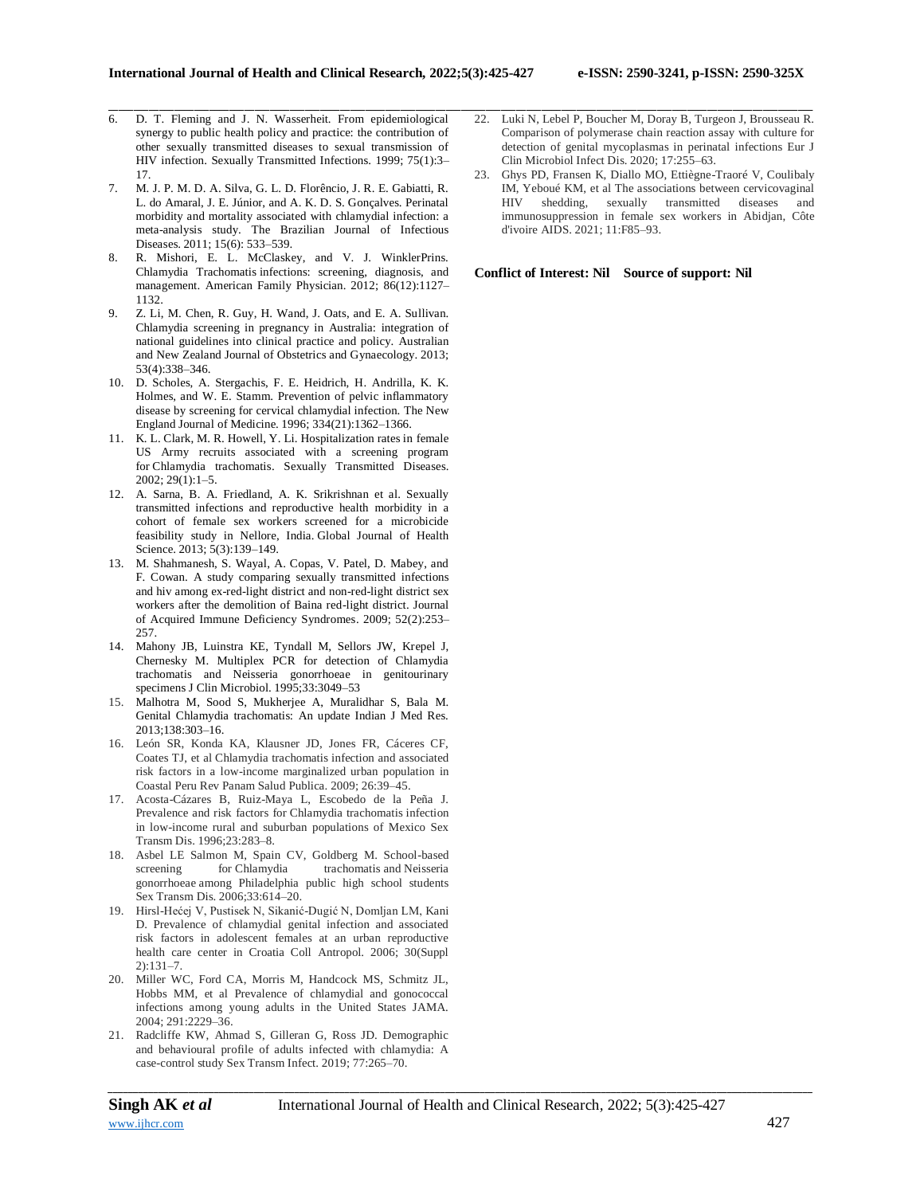6. D. T. Fleming and J. N. Wasserheit. From epidemiological synergy to public health policy and practice: the contribution of other sexually transmitted diseases to sexual transmission of HIV infection. Sexually Transmitted Infections. 1999; 75(1):3–17.
7. M. J. P. M. D. A. Silva, G. L. D. Florêncio, J. R. E. Gabiatti, R. L. do Amaral, J. E. Júnior, and A. K. D. S. Gonçalves. Perinatal morbidity and mortality associated with chlamydial infection: a meta-analysis study. The Brazilian Journal of Infectious Diseases. 2011; 15(6): 533–539.
8. R. Mishori, E. L. McClaskey, and V. J. WinklerPrins. Chlamydia Trachomatis infections: screening, diagnosis, and management. American Family Physician. 2012; 86(12):1127–1132.
9. Z. Li, M. Chen, R. Guy, H. Wand, J. Oats, and E. A. Sullivan. Chlamydia screening in pregnancy in Australia: integration of national guidelines into clinical practice and policy. Australian and New Zealand Journal of Obstetrics and Gynaecology. 2013; 53(4):338–346.
10. D. Scholes, A. Stergachis, F. E. Heidrich, H. Andrilla, K. K. Holmes, and W. E. Stamm. Prevention of pelvic inflammatory disease by screening for cervical chlamydial infection. The New England Journal of Medicine. 1996; 334(21):1362–1366.
11. K. L. Clark, M. R. Howell, Y. Li. Hospitalization rates in female US Army recruits associated with a screening program for Chlamydia trachomatis. Sexually Transmitted Diseases. 2002; 29(1):1–5.
12. A. Sarna, B. A. Friedland, A. K. Srikrishnan et al. Sexually transmitted infections and reproductive health morbidity in a cohort of female sex workers screened for a microbicide feasibility study in Nellore, India. Global Journal of Health Science. 2013; 5(3):139–149.
13. M. Shahmanesh, S. Wayal, A. Copas, V. Patel, D. Mabey, and F. Cowan. A study comparing sexually transmitted infections and hiv among ex-red-light district and non-red-light district sex workers after the demolition of Baina red-light district. Journal of Acquired Immune Deficiency Syndromes. 2009; 52(2):253–257.
14. Mahony JB, Luinstra KE, Tyndall M, Sellors JW, Krepel J, Chernesky M. Multiplex PCR for detection of Chlamydia trachomatis and Neisseria gonorrhoeae in genitourinary specimens J Clin Microbiol. 1995;33:3049–53
15. Malhotra M, Sood S, Mukherjee A, Muralidhar S, Bala M. Genital Chlamydia trachomatis: An update Indian J Med Res. 2013;138:303–16.
16. León SR, Konda KA, Klausner JD, Jones FR, Cáceres CF, Coates TJ, et al Chlamydia trachomatis infection and associated risk factors in a low-income marginalized urban population in Coastal Peru Rev Panam Salud Publica. 2009; 26:39–45.
17. Acosta-Cázares B, Ruiz-Maya L, Escobedo de la Peña J. Prevalence and risk factors for Chlamydia trachomatis infection in low-income rural and suburban populations of Mexico Sex Transm Dis. 1996;23:283–8.
18. Asbel LE Salmon M, Spain CV, Goldberg M. School-based screening for Chlamydia trachomatis and Neisseria gonorrhoeae among Philadelphia public high school students Sex Transm Dis. 2006;33:614–20.
19. Hirsl-Hećej V, Pustisek N, Sikanić-Dugić N, Domljan LM, Kani D. Prevalence of chlamydial genital infection and associated risk factors in adolescent females at an urban reproductive health care center in Croatia Coll Antropol. 2006; 30(Suppl 2):131–7.
20. Miller WC, Ford CA, Morris M, Handcock MS, Schmitz JL, Hobbs MM, et al Prevalence of chlamydial and gonococcal infections among young adults in the United States JAMA. 2004; 291:2229–36.
21. Radcliffe KW, Ahmad S, Gilleran G, Ross JD. Demographic and behavioural profile of adults infected with chlamydia: A case-control study Sex Transm Infect. 2019; 77:265–70.
22. Luki N, Lebel P, Boucher M, Doray B, Turgeon J, Brousseau R. Comparison of polymerase chain reaction assay with culture for detection of genital mycoplasmas in perinatal infections Eur J Clin Microbiol Infect Dis. 2020; 17:255–63.
23. Ghys PD, Fransen K, Diallo MO, Ettiègne-Traoré V, Coulibaly IM, Yeboué KM, et al The associations between cervicovaginal HIV shedding, sexually transmitted diseases and immunosuppression in female sex workers in Abidjan, Côte d'ivoire AIDS. 2021; 11:F85–93.

**Conflict of Interest: Nil Source of support: Nil**